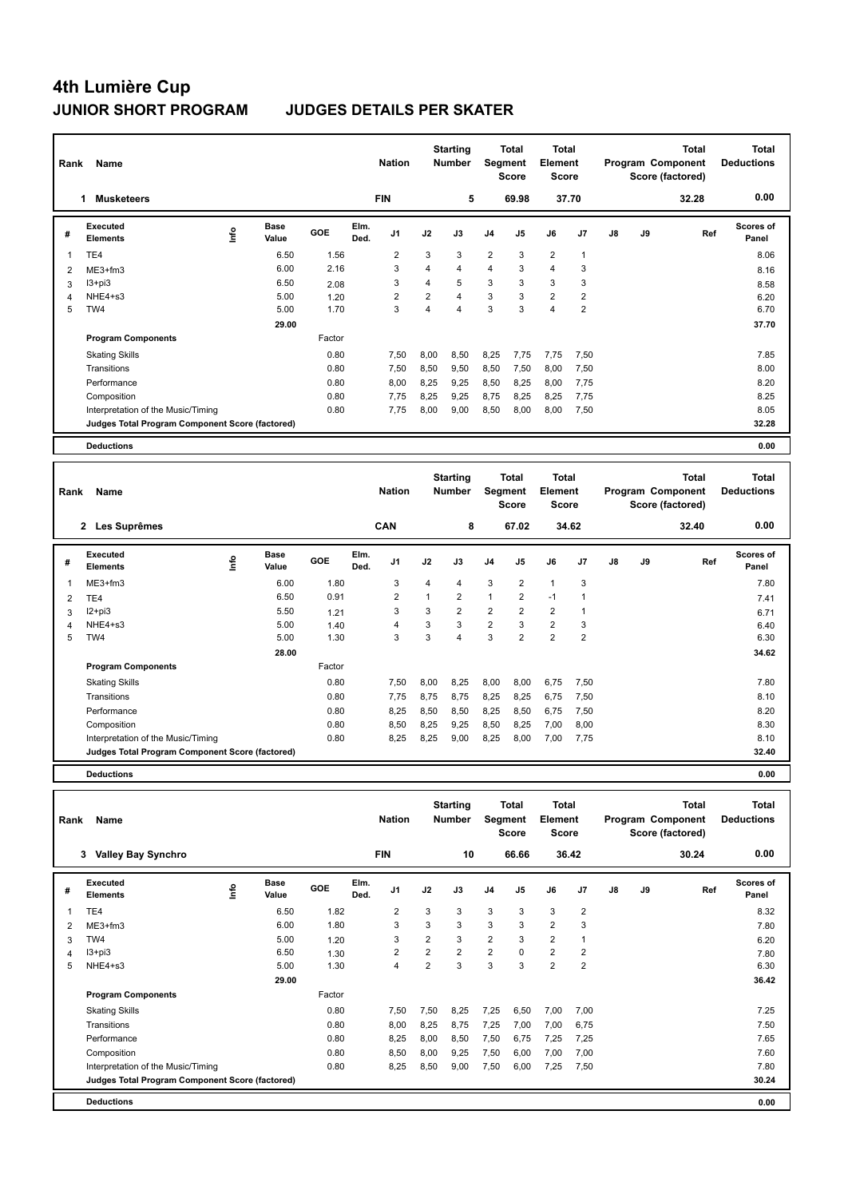# 4th Lumière Cup

## JUNIOR SHORT PROGRAM JUDGES DETAILS PER SKATER

| Rank | Name | Nation | Starting Number | Total Segment Score | Total Element Score | Total Program Component Score (factored) | Total Deductions |
|---|---|---|---|---|---|---|---|
| 1 | Musketeers | FIN | 5 | 69.98 | 37.70 | 32.28 | 0.00 |

| # | Executed Elements | Info | Base Value | GOE | Elm. Ded. | J1 | J2 | J3 | J4 | J5 | J6 | J7 | J8 | J9 | Ref | Scores of Panel |
|---|---|---|---|---|---|---|---|---|---|---|---|---|---|---|---|---|
| 1 | TE4 | | 6.50 | 1.56 | | 2 | 3 | 3 | 2 | 3 | 2 | 1 | | | | 8.06 |
| 2 | ME3+fm3 | | 6.00 | 2.16 | | 3 | 4 | 4 | 4 | 3 | 4 | 3 | | | | 8.16 |
| 3 | I3+pi3 | | 6.50 | 2.08 | | 3 | 4 | 5 | 3 | 3 | 3 | 3 | | | | 8.58 |
| 4 | NHE4+s3 | | 5.00 | 1.20 | | 2 | 2 | 4 | 3 | 3 | 2 | 2 | | | | 6.20 |
| 5 | TW4 | | 5.00 | 1.70 | | 3 | 4 | 4 | 3 | 3 | 4 | 2 | | | | 6.70 |
| | | | 29.00 | | | | | | | | | | | | | 37.70 |
| | **Program Components** | | | Factor | | | | | | | | | | | | |
| | Skating Skills | | | 0.80 | | 7,50 | 8,00 | 8,50 | 8,25 | 7,75 | 7,75 | 7,50 | | | | 7.85 |
| | Transitions | | | 0.80 | | 7,50 | 8,50 | 9,50 | 8,50 | 7,50 | 8,00 | 7,50 | | | | 8.00 |
| | Performance | | | 0.80 | | 8,00 | 8,25 | 9,25 | 8,50 | 8,25 | 8,00 | 7,75 | | | | 8.20 |
| | Composition | | | 0.80 | | 7,75 | 8,25 | 9,25 | 8,75 | 8,25 | 8,25 | 7,75 | | | | 8.25 |
| | Interpretation of the Music/Timing | | | 0.80 | | 7,75 | 8,00 | 9,00 | 8,50 | 8,00 | 8,00 | 7,50 | | | | 8.05 |
| | **Judges Total Program Component Score (factored)** | | | | | | | | | | | | | | | 32.28 |
| | **Deductions** | | | | | | | | | | | | | | | 0.00 |

| Rank | Name | Nation | Starting Number | Total Segment Score | Total Element Score | Total Program Component Score (factored) | Total Deductions |
|---|---|---|---|---|---|---|---|
| 2 | Les Suprêmes | CAN | 8 | 67.02 | 34.62 | 32.40 | 0.00 |

| # | Executed Elements | Info | Base Value | GOE | Elm. Ded. | J1 | J2 | J3 | J4 | J5 | J6 | J7 | J8 | J9 | Ref | Scores of Panel |
|---|---|---|---|---|---|---|---|---|---|---|---|---|---|---|---|---|
| 1 | ME3+fm3 | | 6.00 | 1.80 | | 3 | 4 | 4 | 3 | 2 | 1 | 3 | | | | 7.80 |
| 2 | TE4 | | 6.50 | 0.91 | | 2 | 1 | 2 | 1 | 2 | -1 | 1 | | | | 7.41 |
| 3 | I2+pi3 | | 5.50 | 1.21 | | 3 | 3 | 2 | 2 | 2 | 2 | 1 | | | | 6.71 |
| 4 | NHE4+s3 | | 5.00 | 1.40 | | 4 | 3 | 3 | 2 | 3 | 2 | 3 | | | | 6.40 |
| 5 | TW4 | | 5.00 | 1.30 | | 3 | 3 | 4 | 3 | 2 | 2 | 2 | | | | 6.30 |
| | | | 28.00 | | | | | | | | | | | | | 34.62 |
| | **Program Components** | | | Factor | | | | | | | | | | | | |
| | Skating Skills | | | 0.80 | | 7,50 | 8,00 | 8,25 | 8,00 | 8,00 | 6,75 | 7,50 | | | | 7.80 |
| | Transitions | | | 0.80 | | 7,75 | 8,75 | 8,75 | 8,25 | 8,25 | 6,75 | 7,50 | | | | 8.10 |
| | Performance | | | 0.80 | | 8,25 | 8,50 | 8,50 | 8,25 | 8,50 | 6,75 | 7,50 | | | | 8.20 |
| | Composition | | | 0.80 | | 8,50 | 8,25 | 9,25 | 8,50 | 8,25 | 7,00 | 8,00 | | | | 8.30 |
| | Interpretation of the Music/Timing | | | 0.80 | | 8,25 | 8,25 | 9,00 | 8,25 | 8,00 | 7,00 | 7,75 | | | | 8.10 |
| | **Judges Total Program Component Score (factored)** | | | | | | | | | | | | | | | 32.40 |
| | **Deductions** | | | | | | | | | | | | | | | 0.00 |

| Rank | Name | Nation | Starting Number | Total Segment Score | Total Element Score | Total Program Component Score (factored) | Total Deductions |
|---|---|---|---|---|---|---|---|
| 3 | Valley Bay Synchro | FIN | 10 | 66.66 | 36.42 | 30.24 | 0.00 |

| # | Executed Elements | Info | Base Value | GOE | Elm. Ded. | J1 | J2 | J3 | J4 | J5 | J6 | J7 | J8 | J9 | Ref | Scores of Panel |
|---|---|---|---|---|---|---|---|---|---|---|---|---|---|---|---|---|
| 1 | TE4 | | 6.50 | 1.82 | | 2 | 3 | 3 | 3 | 3 | 3 | 2 | | | | 8.32 |
| 2 | ME3+fm3 | | 6.00 | 1.80 | | 3 | 3 | 3 | 3 | 3 | 2 | 3 | | | | 7.80 |
| 3 | TW4 | | 5.00 | 1.20 | | 3 | 2 | 3 | 2 | 3 | 2 | 1 | | | | 6.20 |
| 4 | I3+pi3 | | 6.50 | 1.30 | | 2 | 2 | 2 | 2 | 0 | 2 | 2 | | | | 7.80 |
| 5 | NHE4+s3 | | 5.00 | 1.30 | | 4 | 2 | 3 | 3 | 3 | 2 | 2 | | | | 6.30 |
| | | | 29.00 | | | | | | | | | | | | | 36.42 |
| | **Program Components** | | | Factor | | | | | | | | | | | | |
| | Skating Skills | | | 0.80 | | 7,50 | 7,50 | 8,25 | 7,25 | 6,50 | 7,00 | 7,00 | | | | 7.25 |
| | Transitions | | | 0.80 | | 8,00 | 8,25 | 8,75 | 7,25 | 7,00 | 7,00 | 6,75 | | | | 7.50 |
| | Performance | | | 0.80 | | 8,25 | 8,00 | 8,50 | 7,50 | 6,75 | 7,25 | 7,25 | | | | 7.65 |
| | Composition | | | 0.80 | | 8,50 | 8,00 | 9,25 | 7,50 | 6,00 | 7,00 | 7,00 | | | | 7.60 |
| | Interpretation of the Music/Timing | | | 0.80 | | 8,25 | 8,50 | 9,00 | 7,50 | 6,00 | 7,25 | 7,50 | | | | 7.80 |
| | **Judges Total Program Component Score (factored)** | | | | | | | | | | | | | | | 30.24 |
| | **Deductions** | | | | | | | | | | | | | | | 0.00 |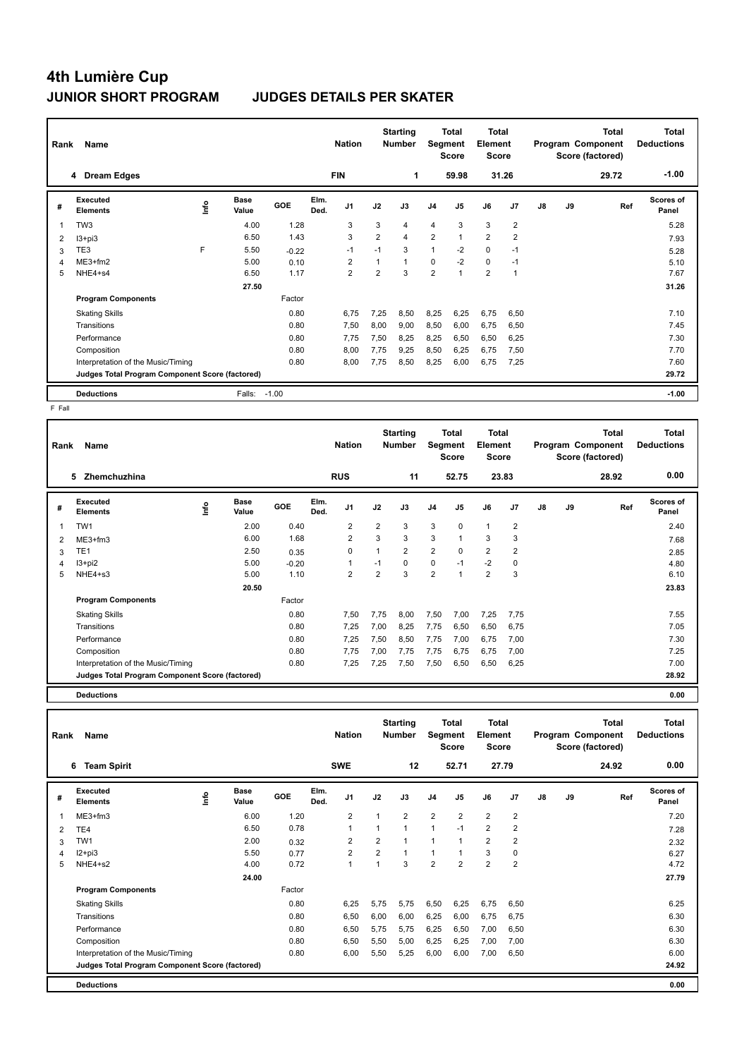# 4th Lumière Cup

## JUNIOR SHORT PROGRAM JUDGES DETAILS PER SKATER

| Rank | Name | Nation | Starting Number | Total Segment Score | Total Element Score | Total Program Component Score (factored) | Total Deductions |
|---|---|---|---|---|---|---|---|
| 4 | Dream Edges | FIN | 1 | 59.98 | 31.26 | 29.72 | -1.00 |

| # | Executed Elements | Info | Base Value | GOE | Elm. Ded. | J1 | J2 | J3 | J4 | J5 | J6 | J7 | J8 | J9 | Ref | Scores of Panel |
|---|---|---|---|---|---|---|---|---|---|---|---|---|---|---|---|---|
| 1 | TW3 | | 4.00 | 1.28 | | 3 | 3 | 4 | 4 | 3 | 3 | 2 | | | | 5.28 |
| 2 | I3+pi3 | | 6.50 | 1.43 | | 3 | 2 | 4 | 2 | 1 | 2 | 2 | | | | 7.93 |
| 3 | TE3 | F | 5.50 | -0.22 | | -1 | -1 | 3 | 1 | -2 | 0 | -1 | | | | 5.28 |
| 4 | ME3+fm2 | | 5.00 | 0.10 | | 2 | 1 | 1 | 0 | -2 | 0 | -1 | | | | 5.10 |
| 5 | NHE4+s4 | | 6.50 | 1.17 | | 2 | 2 | 3 | 2 | 1 | 2 | 1 | | | | 7.67 |
| | | | 27.50 | | | | | | | | | | | | | 31.26 |

| Program Components | Factor | J1 | J2 | J3 | J4 | J5 | J6 | J7 | J8 | J9 | Scores of Panel |
|---|---|---|---|---|---|---|---|---|---|---|---|
| Skating Skills | 0.80 | 6,75 | 7,25 | 8,50 | 8,25 | 6,25 | 6,75 | 6,50 | | | 7.10 |
| Transitions | 0.80 | 7,50 | 8,00 | 9,00 | 8,50 | 6,00 | 6,75 | 6,50 | | | 7.45 |
| Performance | 0.80 | 7,75 | 7,50 | 8,25 | 8,25 | 6,50 | 6,50 | 6,25 | | | 7.30 |
| Composition | 0.80 | 8,00 | 7,75 | 9,25 | 8,50 | 6,25 | 6,75 | 7,50 | | | 7.70 |
| Interpretation of the Music/Timing | 0.80 | 8,00 | 7,75 | 8,50 | 8,25 | 6,00 | 6,75 | 7,25 | | | 7.60 |
| Judges Total Program Component Score (factored) | | | | | | | | | | | 29.72 |

**Deductions** Falls: -1.00 — **-1.00**

F Fall

| Rank | Name | Nation | Starting Number | Total Segment Score | Total Element Score | Total Program Component Score (factored) | Total Deductions |
|---|---|---|---|---|---|---|---|
| 5 | Zhemchuzhina | RUS | 11 | 52.75 | 23.83 | 28.92 | 0.00 |

| # | Executed Elements | Info | Base Value | GOE | Elm. Ded. | J1 | J2 | J3 | J4 | J5 | J6 | J7 | J8 | J9 | Ref | Scores of Panel |
|---|---|---|---|---|---|---|---|---|---|---|---|---|---|---|---|---|
| 1 | TW1 | | 2.00 | 0.40 | | 2 | 2 | 3 | 3 | 0 | 1 | 2 | | | | 2.40 |
| 2 | ME3+fm3 | | 6.00 | 1.68 | | 2 | 3 | 3 | 3 | 1 | 3 | 3 | | | | 7.68 |
| 3 | TE1 | | 2.50 | 0.35 | | 0 | 1 | 2 | 2 | 0 | 2 | 2 | | | | 2.85 |
| 4 | I3+pi2 | | 5.00 | -0.20 | | 1 | -1 | 0 | 0 | -1 | -2 | 0 | | | | 4.80 |
| 5 | NHE4+s3 | | 5.00 | 1.10 | | 2 | 2 | 3 | 2 | 1 | 2 | 3 | | | | 6.10 |
| | | | 20.50 | | | | | | | | | | | | | 23.83 |

| Program Components | Factor | J1 | J2 | J3 | J4 | J5 | J6 | J7 | J8 | J9 | Scores of Panel |
|---|---|---|---|---|---|---|---|---|---|---|---|
| Skating Skills | 0.80 | 7,50 | 7,75 | 8,00 | 7,50 | 7,00 | 7,25 | 7,75 | | | 7.55 |
| Transitions | 0.80 | 7,25 | 7,00 | 8,25 | 7,75 | 6,50 | 6,50 | 6,75 | | | 7.05 |
| Performance | 0.80 | 7,25 | 7,50 | 8,50 | 7,75 | 7,00 | 6,75 | 7,00 | | | 7.30 |
| Composition | 0.80 | 7,75 | 7,00 | 7,75 | 7,75 | 6,75 | 6,75 | 7,00 | | | 7.25 |
| Interpretation of the Music/Timing | 0.80 | 7,25 | 7,25 | 7,50 | 7,50 | 6,50 | 6,50 | 6,25 | | | 7.00 |
| Judges Total Program Component Score (factored) | | | | | | | | | | | 28.92 |

**Deductions** — **0.00**

| Rank | Name | Nation | Starting Number | Total Segment Score | Total Element Score | Total Program Component Score (factored) | Total Deductions |
|---|---|---|---|---|---|---|---|
| 6 | Team Spirit | SWE | 12 | 52.71 | 27.79 | 24.92 | 0.00 |

| # | Executed Elements | Info | Base Value | GOE | Elm. Ded. | J1 | J2 | J3 | J4 | J5 | J6 | J7 | J8 | J9 | Ref | Scores of Panel |
|---|---|---|---|---|---|---|---|---|---|---|---|---|---|---|---|---|
| 1 | ME3+fm3 | | 6.00 | 1.20 | | 2 | 1 | 2 | 2 | 2 | 2 | 2 | | | | 7.20 |
| 2 | TE4 | | 6.50 | 0.78 | | 1 | 1 | 1 | 1 | -1 | 2 | 2 | | | | 7.28 |
| 3 | TW1 | | 2.00 | 0.32 | | 2 | 2 | 1 | 1 | 1 | 2 | 2 | | | | 2.32 |
| 4 | I2+pi3 | | 5.50 | 0.77 | | 2 | 2 | 1 | 1 | 1 | 3 | 0 | | | | 6.27 |
| 5 | NHE4+s2 | | 4.00 | 0.72 | | 1 | 1 | 3 | 2 | 2 | 2 | 2 | | | | 4.72 |
| | | | 24.00 | | | | | | | | | | | | | 27.79 |

| Program Components | Factor | J1 | J2 | J3 | J4 | J5 | J6 | J7 | J8 | J9 | Scores of Panel |
|---|---|---|---|---|---|---|---|---|---|---|---|
| Skating Skills | 0.80 | 6,25 | 5,75 | 5,75 | 6,50 | 6,25 | 6,75 | 6,50 | | | 6.25 |
| Transitions | 0.80 | 6,50 | 6,00 | 6,00 | 6,25 | 6,00 | 6,75 | 6,75 | | | 6.30 |
| Performance | 0.80 | 6,50 | 5,75 | 5,75 | 6,25 | 6,50 | 7,00 | 6,50 | | | 6.30 |
| Composition | 0.80 | 6,50 | 5,50 | 5,00 | 6,25 | 6,25 | 7,00 | 7,00 | | | 6.30 |
| Interpretation of the Music/Timing | 0.80 | 6,00 | 5,50 | 5,25 | 6,00 | 6,00 | 7,00 | 6,50 | | | 6.00 |
| Judges Total Program Component Score (factored) | | | | | | | | | | | 24.92 |

**Deductions** — **0.00**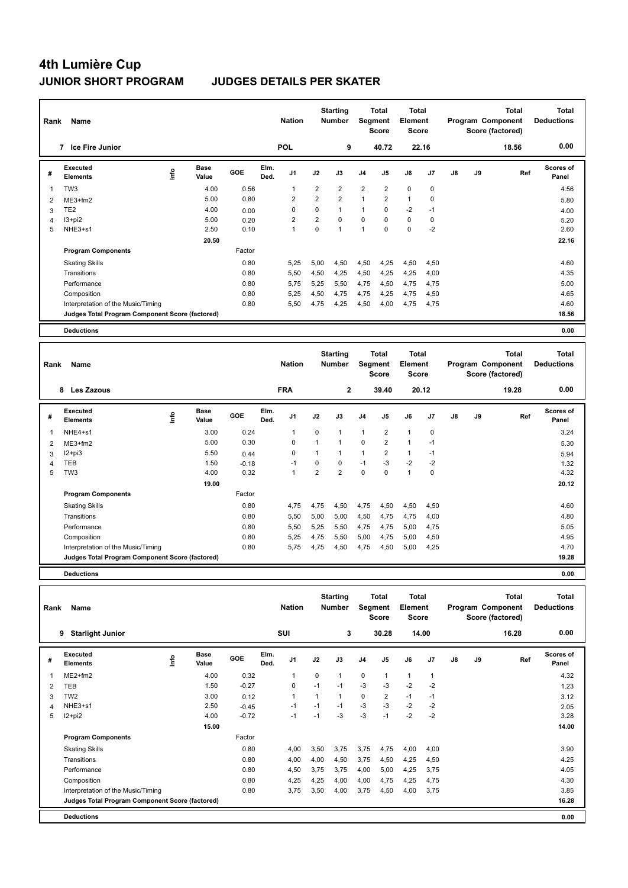# 4th Lumière Cup

## JUNIOR SHORT PROGRAM JUDGES DETAILS PER SKATER

| Rank | Name | Nation | Starting Number | Total Segment Score | Total Element Score | Total Program Component Score (factored) | Total Deductions |
|---|---|---|---|---|---|---|---|
| 7 | Ice Fire Junior | POL | 9 | 40.72 | 22.16 | 18.56 | 0.00 |

| # | Executed Elements | Info | Base Value | GOE | Elm. Ded. | J1 | J2 | J3 | J4 | J5 | J6 | J7 | J8 | J9 | Ref | Scores of Panel |
|---|---|---|---|---|---|---|---|---|---|---|---|---|---|---|---|---|
| 1 | TW3 | | 4.00 | 0.56 | | 1 | 2 | 2 | 2 | 2 | 0 | 0 | | | | 4.56 |
| 2 | ME3+fm2 | | 5.00 | 0.80 | | 2 | 2 | 2 | 1 | 2 | 1 | 0 | | | | 5.80 |
| 3 | TE2 | | 4.00 | 0.00 | | 0 | 0 | 1 | 1 | 0 | -2 | -1 | | | | 4.00 |
| 4 | I3+pi2 | | 5.00 | 0.20 | | 2 | 2 | 0 | 0 | 0 | 0 | 0 | | | | 5.20 |
| 5 | NHE3+s1 | | 2.50 | 0.10 | | 1 | 0 | 1 | 1 | 0 | 0 | -2 | | | | 2.60 |
| | | | 20.50 | | | | | | | | | | | | | 22.16 |

| Program Components | Factor | J1 | J2 | J3 | J4 | J5 | J6 | J7 | J8 | J9 | Scores of Panel |
|---|---|---|---|---|---|---|---|---|---|---|---|
| Skating Skills | 0.80 | 5,25 | 5,00 | 4,50 | 4,50 | 4,25 | 4,50 | 4,50 | | | 4.60 |
| Transitions | 0.80 | 5,50 | 4,50 | 4,25 | 4,50 | 4,25 | 4,25 | 4,00 | | | 4.35 |
| Performance | 0.80 | 5,75 | 5,25 | 5,50 | 4,75 | 4,50 | 4,75 | 4,75 | | | 5.00 |
| Composition | 0.80 | 5,25 | 4,50 | 4,75 | 4,75 | 4,25 | 4,75 | 4,50 | | | 4.65 |
| Interpretation of the Music/Timing | 0.80 | 5,50 | 4,75 | 4,25 | 4,50 | 4,00 | 4,75 | 4,75 | | | 4.60 |
| Judges Total Program Component Score (factored) | | | | | | | | | | | 18.56 |

**Deductions** 0.00

| Rank | Name | Nation | Starting Number | Total Segment Score | Total Element Score | Total Program Component Score (factored) | Total Deductions |
|---|---|---|---|---|---|---|---|
| 8 | Les Zazous | FRA | 2 | 39.40 | 20.12 | 19.28 | 0.00 |

| # | Executed Elements | Info | Base Value | GOE | Elm. Ded. | J1 | J2 | J3 | J4 | J5 | J6 | J7 | J8 | J9 | Ref | Scores of Panel |
|---|---|---|---|---|---|---|---|---|---|---|---|---|---|---|---|---|
| 1 | NHE4+s1 | | 3.00 | 0.24 | | 1 | 0 | 1 | 1 | 2 | 1 | 0 | | | | 3.24 |
| 2 | ME3+fm2 | | 5.00 | 0.30 | | 0 | 1 | 1 | 0 | 2 | 1 | -1 | | | | 5.30 |
| 3 | I2+pi3 | | 5.50 | 0.44 | | 0 | 1 | 1 | 1 | 2 | 1 | -1 | | | | 5.94 |
| 4 | TEB | | 1.50 | -0.18 | | -1 | 0 | 0 | -1 | -3 | -2 | -2 | | | | 1.32 |
| 5 | TW3 | | 4.00 | 0.32 | | 1 | 2 | 2 | 0 | 0 | 1 | 0 | | | | 4.32 |
| | | | 19.00 | | | | | | | | | | | | | 20.12 |

| Program Components | Factor | J1 | J2 | J3 | J4 | J5 | J6 | J7 | J8 | J9 | Scores of Panel |
|---|---|---|---|---|---|---|---|---|---|---|---|
| Skating Skills | 0.80 | 4,75 | 4,75 | 4,50 | 4,75 | 4,50 | 4,50 | 4,50 | | | 4.60 |
| Transitions | 0.80 | 5,50 | 5,00 | 5,00 | 4,50 | 4,75 | 4,75 | 4,00 | | | 4.80 |
| Performance | 0.80 | 5,50 | 5,25 | 5,50 | 4,75 | 4,75 | 5,00 | 4,75 | | | 5.05 |
| Composition | 0.80 | 5,25 | 4,75 | 5,50 | 5,00 | 4,75 | 5,00 | 4,50 | | | 4.95 |
| Interpretation of the Music/Timing | 0.80 | 5,75 | 4,75 | 4,50 | 4,75 | 4,50 | 5,00 | 4,25 | | | 4.70 |
| Judges Total Program Component Score (factored) | | | | | | | | | | | 19.28 |

**Deductions** 0.00

| Rank | Name | Nation | Starting Number | Total Segment Score | Total Element Score | Total Program Component Score (factored) | Total Deductions |
|---|---|---|---|---|---|---|---|
| 9 | Starlight Junior | SUI | 3 | 30.28 | 14.00 | 16.28 | 0.00 |

| # | Executed Elements | Info | Base Value | GOE | Elm. Ded. | J1 | J2 | J3 | J4 | J5 | J6 | J7 | J8 | J9 | Ref | Scores of Panel |
|---|---|---|---|---|---|---|---|---|---|---|---|---|---|---|---|---|
| 1 | ME2+fm2 | | 4.00 | 0.32 | | 1 | 0 | 1 | 0 | 1 | 1 | 1 | | | | 4.32 |
| 2 | TEB | | 1.50 | -0.27 | | 0 | -1 | -1 | -3 | -3 | -2 | -2 | | | | 1.23 |
| 3 | TW2 | | 3.00 | 0.12 | | 1 | 1 | 1 | 0 | 2 | -1 | -1 | | | | 3.12 |
| 4 | NHE3+s1 | | 2.50 | -0.45 | | -1 | -1 | -1 | -3 | -3 | -2 | -2 | | | | 2.05 |
| 5 | I2+pi2 | | 4.00 | -0.72 | | -1 | -1 | -3 | -3 | -1 | -2 | -2 | | | | 3.28 |
| | | | 15.00 | | | | | | | | | | | | | 14.00 |

| Program Components | Factor | J1 | J2 | J3 | J4 | J5 | J6 | J7 | J8 | J9 | Scores of Panel |
|---|---|---|---|---|---|---|---|---|---|---|---|
| Skating Skills | 0.80 | 4,00 | 3,50 | 3,75 | 3,75 | 4,75 | 4,00 | 4,00 | | | 3.90 |
| Transitions | 0.80 | 4,00 | 4,00 | 4,50 | 3,75 | 4,50 | 4,25 | 4,50 | | | 4.25 |
| Performance | 0.80 | 4,50 | 3,75 | 3,75 | 4,00 | 5,00 | 4,25 | 3,75 | | | 4.05 |
| Composition | 0.80 | 4,25 | 4,25 | 4,00 | 4,00 | 4,75 | 4,25 | 4,75 | | | 4.30 |
| Interpretation of the Music/Timing | 0.80 | 3,75 | 3,50 | 4,00 | 3,75 | 4,50 | 4,00 | 3,75 | | | 3.85 |
| Judges Total Program Component Score (factored) | | | | | | | | | | | 16.28 |

**Deductions** 0.00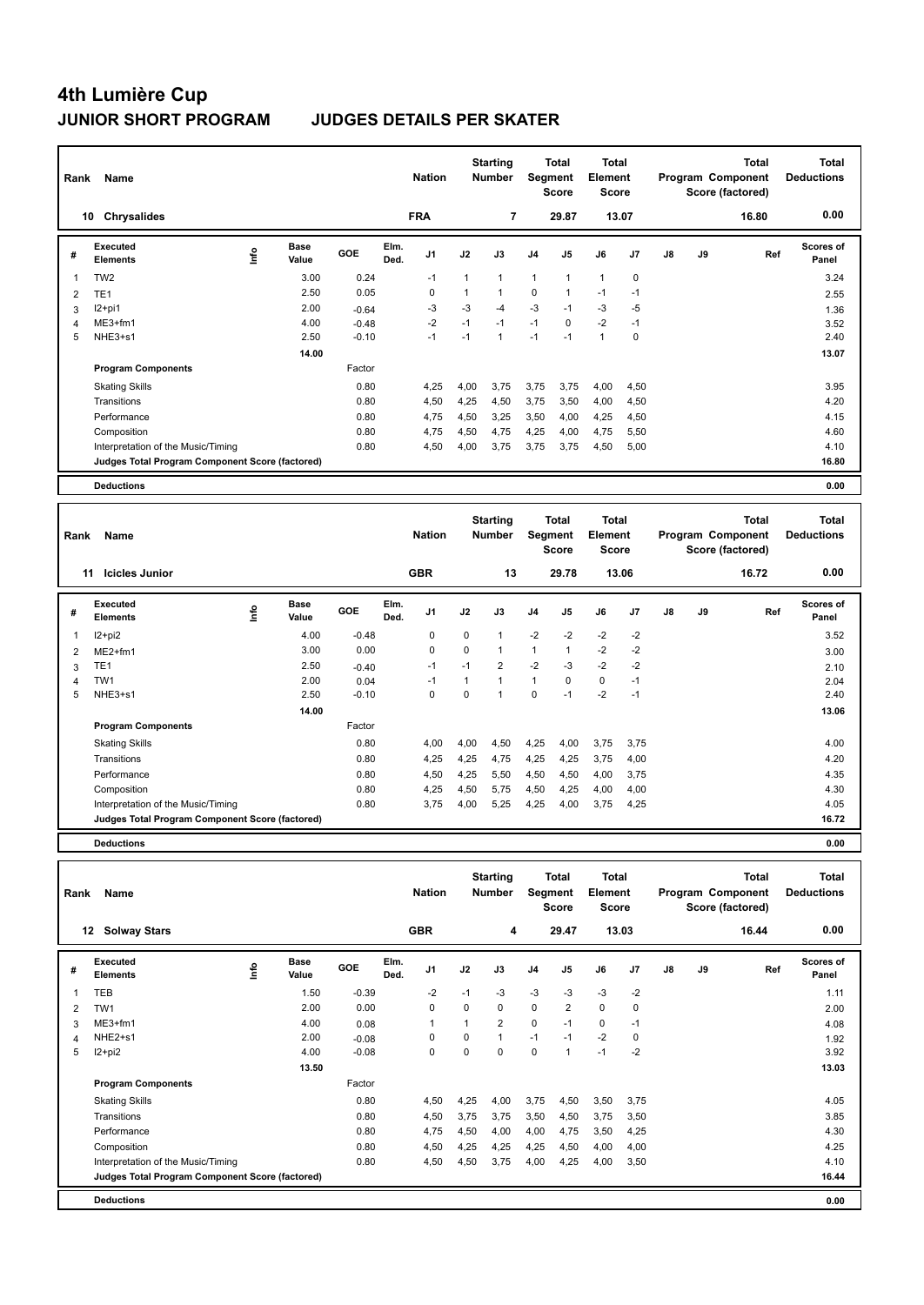# 4th Lumière Cup

## JUNIOR SHORT PROGRAM — JUDGES DETAILS PER SKATER

| Rank | Name | Nation | Starting Number | Total Segment Score | Total Element Score | Total Program Component Score (factored) | Total Deductions |
|---|---|---|---|---|---|---|---|
| 10 | Chrysalides | FRA | 7 | 29.87 | 13.07 | 16.80 | 0.00 |

| # | Executed Elements | Info | Base Value | GOE | Elm. Ded. | J1 | J2 | J3 | J4 | J5 | J6 | J7 | J8 | J9 | Ref | Scores of Panel |
|---|---|---|---|---|---|---|---|---|---|---|---|---|---|---|---|---|
| 1 | TW2 | | 3.00 | 0.24 | | -1 | 1 | 1 | 1 | 1 | 1 | 0 | | | | 3.24 |
| 2 | TE1 | | 2.50 | 0.05 | | 0 | 1 | 1 | 0 | 1 | -1 | -1 | | | | 2.55 |
| 3 | I2+pi1 | | 2.00 | -0.64 | | -3 | -3 | -4 | -3 | -1 | -3 | -5 | | | | 1.36 |
| 4 | ME3+fm1 | | 4.00 | -0.48 | | -2 | -1 | -1 | -1 | 0 | -2 | -1 | | | | 3.52 |
| 5 | NHE3+s1 | | 2.50 | -0.10 | | -1 | -1 | 1 | -1 | -1 | 1 | 0 | | | | 2.40 |
| | | | 14.00 | | | | | | | | | | | | | 13.07 |

| Program Components | Factor | J1 | J2 | J3 | J4 | J5 | J6 | J7 | J8 | J9 | Scores of Panel |
|---|---|---|---|---|---|---|---|---|---|---|---|
| Skating Skills | 0.80 | 4,25 | 4,00 | 3,75 | 3,75 | 3,75 | 4,00 | 4,50 | | | 3.95 |
| Transitions | 0.80 | 4,50 | 4,25 | 4,50 | 3,75 | 3,50 | 4,00 | 4,50 | | | 4.20 |
| Performance | 0.80 | 4,75 | 4,50 | 3,25 | 3,50 | 4,00 | 4,25 | 4,50 | | | 4.15 |
| Composition | 0.80 | 4,75 | 4,50 | 4,75 | 4,25 | 4,00 | 4,75 | 5,50 | | | 4.60 |
| Interpretation of the Music/Timing | 0.80 | 4,50 | 4,00 | 3,75 | 3,75 | 3,75 | 4,50 | 5,00 | | | 4.10 |
| Judges Total Program Component Score (factored) | | | | | | | | | | | 16.80 |

**Deductions** 0.00

| Rank | Name | Nation | Starting Number | Total Segment Score | Total Element Score | Total Program Component Score (factored) | Total Deductions |
|---|---|---|---|---|---|---|---|
| 11 | Icicles Junior | GBR | 13 | 29.78 | 13.06 | 16.72 | 0.00 |

| # | Executed Elements | Info | Base Value | GOE | Elm. Ded. | J1 | J2 | J3 | J4 | J5 | J6 | J7 | J8 | J9 | Ref | Scores of Panel |
|---|---|---|---|---|---|---|---|---|---|---|---|---|---|---|---|---|
| 1 | I2+pi2 | | 4.00 | -0.48 | | 0 | 0 | 1 | -2 | -2 | -2 | -2 | | | | 3.52 |
| 2 | ME2+fm1 | | 3.00 | 0.00 | | 0 | 0 | 1 | 1 | 1 | -2 | -2 | | | | 3.00 |
| 3 | TE1 | | 2.50 | -0.40 | | -1 | -1 | 2 | -2 | -3 | -2 | -2 | | | | 2.10 |
| 4 | TW1 | | 2.00 | 0.04 | | -1 | 1 | 1 | 1 | 0 | 0 | -1 | | | | 2.04 |
| 5 | NHE3+s1 | | 2.50 | -0.10 | | 0 | 0 | 1 | 0 | -1 | -2 | -1 | | | | 2.40 |
| | | | 14.00 | | | | | | | | | | | | | 13.06 |

| Program Components | Factor | J1 | J2 | J3 | J4 | J5 | J6 | J7 | J8 | J9 | Scores of Panel |
|---|---|---|---|---|---|---|---|---|---|---|---|
| Skating Skills | 0.80 | 4,00 | 4,00 | 4,50 | 4,25 | 4,00 | 3,75 | 3,75 | | | 4.00 |
| Transitions | 0.80 | 4,25 | 4,25 | 4,75 | 4,25 | 4,25 | 3,75 | 4,00 | | | 4.20 |
| Performance | 0.80 | 4,50 | 4,25 | 5,50 | 4,50 | 4,50 | 4,00 | 3,75 | | | 4.35 |
| Composition | 0.80 | 4,25 | 4,50 | 5,75 | 4,50 | 4,25 | 4,00 | 4,00 | | | 4.30 |
| Interpretation of the Music/Timing | 0.80 | 3,75 | 4,00 | 5,25 | 4,25 | 4,00 | 3,75 | 4,25 | | | 4.05 |
| Judges Total Program Component Score (factored) | | | | | | | | | | | 16.72 |

**Deductions** 0.00

| Rank | Name | Nation | Starting Number | Total Segment Score | Total Element Score | Total Program Component Score (factored) | Total Deductions |
|---|---|---|---|---|---|---|---|
| 12 | Solway Stars | GBR | 4 | 29.47 | 13.03 | 16.44 | 0.00 |

| # | Executed Elements | Info | Base Value | GOE | Elm. Ded. | J1 | J2 | J3 | J4 | J5 | J6 | J7 | J8 | J9 | Ref | Scores of Panel |
|---|---|---|---|---|---|---|---|---|---|---|---|---|---|---|---|---|
| 1 | TEB | | 1.50 | -0.39 | | -2 | -1 | -3 | -3 | -3 | -3 | -2 | | | | 1.11 |
| 2 | TW1 | | 2.00 | 0.00 | | 0 | 0 | 0 | 0 | 2 | 0 | 0 | | | | 2.00 |
| 3 | ME3+fm1 | | 4.00 | 0.08 | | 1 | 1 | 2 | 0 | -1 | 0 | -1 | | | | 4.08 |
| 4 | NHE2+s1 | | 2.00 | -0.08 | | 0 | 0 | 1 | -1 | -1 | -2 | 0 | | | | 1.92 |
| 5 | I2+pi2 | | 4.00 | -0.08 | | 0 | 0 | 0 | 0 | 1 | -1 | -2 | | | | 3.92 |
| | | | 13.50 | | | | | | | | | | | | | 13.03 |

| Program Components | Factor | J1 | J2 | J3 | J4 | J5 | J6 | J7 | J8 | J9 | Scores of Panel |
|---|---|---|---|---|---|---|---|---|---|---|---|
| Skating Skills | 0.80 | 4,50 | 4,25 | 4,00 | 3,75 | 4,50 | 3,50 | 3,75 | | | 4.05 |
| Transitions | 0.80 | 4,50 | 3,75 | 3,75 | 3,50 | 4,50 | 3,75 | 3,50 | | | 3.85 |
| Performance | 0.80 | 4,75 | 4,50 | 4,00 | 4,00 | 4,75 | 3,50 | 4,25 | | | 4.30 |
| Composition | 0.80 | 4,50 | 4,25 | 4,25 | 4,25 | 4,50 | 4,00 | 4,00 | | | 4.25 |
| Interpretation of the Music/Timing | 0.80 | 4,50 | 4,50 | 3,75 | 4,00 | 4,25 | 4,00 | 3,50 | | | 4.10 |
| Judges Total Program Component Score (factored) | | | | | | | | | | | 16.44 |

**Deductions** 0.00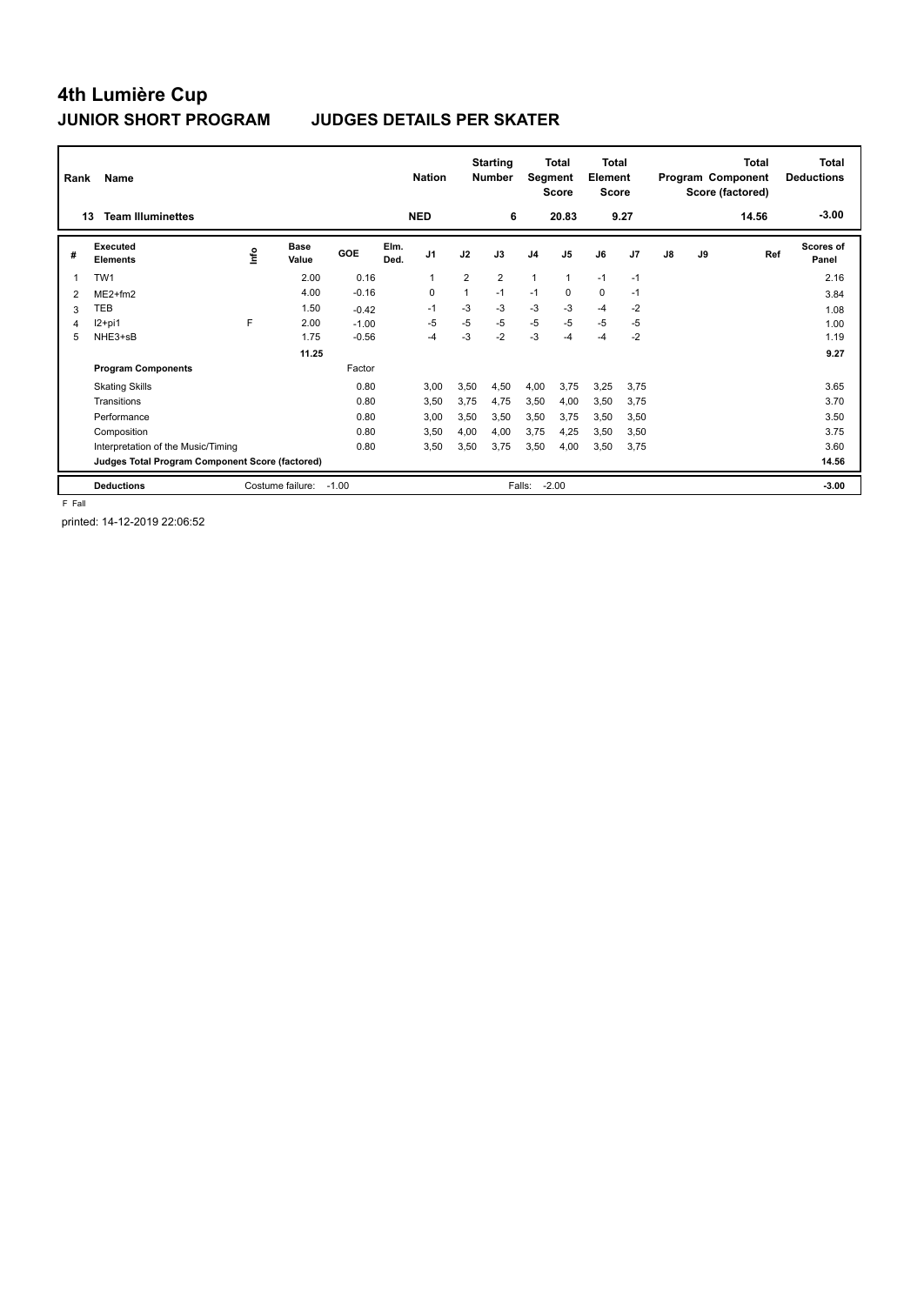# 4th Lumière Cup

## JUNIOR SHORT PROGRAM JUDGES DETAILS PER SKATER

| Rank | Name | Nation | Starting Number | Total Segment Score | Total Element Score | Total Program Component Score (factored) | Total Deductions |
|---|---|---|---|---|---|---|---|
| 13 | Team Illuminettes | NED | 6 | 20.83 | 9.27 | 14.56 | -3.00 |

| # | Executed Elements | Info | Base Value | GOE | Elm. Ded. | J1 | J2 | J3 | J4 | J5 | J6 | J7 | J8 | J9 | Ref | Scores of Panel |
|---|---|---|---|---|---|---|---|---|---|---|---|---|---|---|---|---|
| 1 | TW1 | | 2.00 | 0.16 | | 1 | 2 | 2 | 1 | 1 | -1 | -1 | | | | 2.16 |
| 2 | ME2+fm2 | | 4.00 | -0.16 | | 0 | 1 | -1 | -1 | 0 | 0 | -1 | | | | 3.84 |
| 3 | TEB | | 1.50 | -0.42 | | -1 | -3 | -3 | -3 | -3 | -4 | -2 | | | | 1.08 |
| 4 | I2+pi1 | F | 2.00 | -1.00 | | -5 | -5 | -5 | -5 | -5 | -5 | -5 | | | | 1.00 |
| 5 | NHE3+sB | | 1.75 | -0.56 | | -4 | -3 | -2 | -3 | -4 | -4 | -2 | | | | 1.19 |
| | | | 11.25 | | | | | | | | | | | | | 9.27 |
| | **Program Components** | | | Factor | | | | | | | | | | | | |
| | Skating Skills | | | 0.80 | | 3,00 | 3,50 | 4,50 | 4,00 | 3,75 | 3,25 | 3,75 | | | | 3.65 |
| | Transitions | | | 0.80 | | 3,50 | 3,75 | 4,75 | 3,50 | 4,00 | 3,50 | 3,75 | | | | 3.70 |
| | Performance | | | 0.80 | | 3,00 | 3,50 | 3,50 | 3,50 | 3,75 | 3,50 | 3,50 | | | | 3.50 |
| | Composition | | | 0.80 | | 3,50 | 4,00 | 4,00 | 3,75 | 4,25 | 3,50 | 3,50 | | | | 3.75 |
| | Interpretation of the Music/Timing | | | 0.80 | | 3,50 | 3,50 | 3,75 | 3,50 | 4,00 | 3,50 | 3,75 | | | | 3.60 |
| | **Judges Total Program Component Score (factored)** | | | | | | | | | | | | | | | 14.56 |
| | **Deductions** | | Costume failure: | -1.00 | | | | Falls: | -2.00 | | | | | | | -3.00 |

F Fall

printed: 14-12-2019 22:06:52